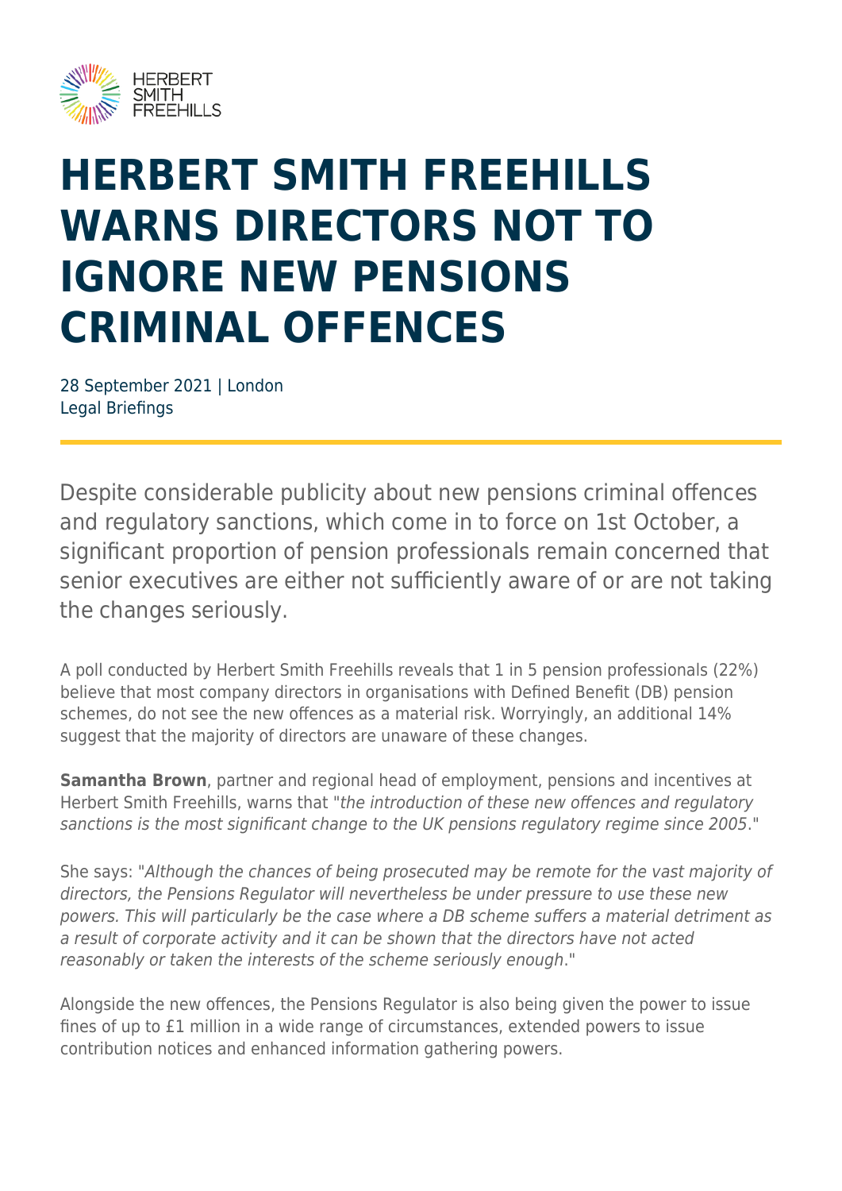# HERBERT SMITH FREEHILLS WARNS DIRECTORS NOT TO IGNORE NEW PENSIONS CRIMINAL OFFENCES

28 September 2021 | London
Legal Briefings

Despite considerable publicity about new pensions criminal offences and regulatory sanctions, which come in to force on 1st October, a significant proportion of pension professionals remain concerned that senior executives are either not sufficiently aware of or are not taking the changes seriously.

A poll conducted by Herbert Smith Freehills reveals that 1 in 5 pension professionals (22%) believe that most company directors in organisations with Defined Benefit (DB) pension schemes, do not see the new offences as a material risk. Worryingly, an additional 14% suggest that the majority of directors are unaware of these changes.

**Samantha Brown**, partner and regional head of employment, pensions and incentives at Herbert Smith Freehills, warns that "*the introduction of these new offences and regulatory sanctions is the most significant change to the UK pensions regulatory regime since 2005*."

She says: "*Although the chances of being prosecuted may be remote for the vast majority of directors, the Pensions Regulator will nevertheless be under pressure to use these new powers. This will particularly be the case where a DB scheme suffers a material detriment as a result of corporate activity and it can be shown that the directors have not acted reasonably or taken the interests of the scheme seriously enough*."

Alongside the new offences, the Pensions Regulator is also being given the power to issue fines of up to £1 million in a wide range of circumstances, extended powers to issue contribution notices and enhanced information gathering powers.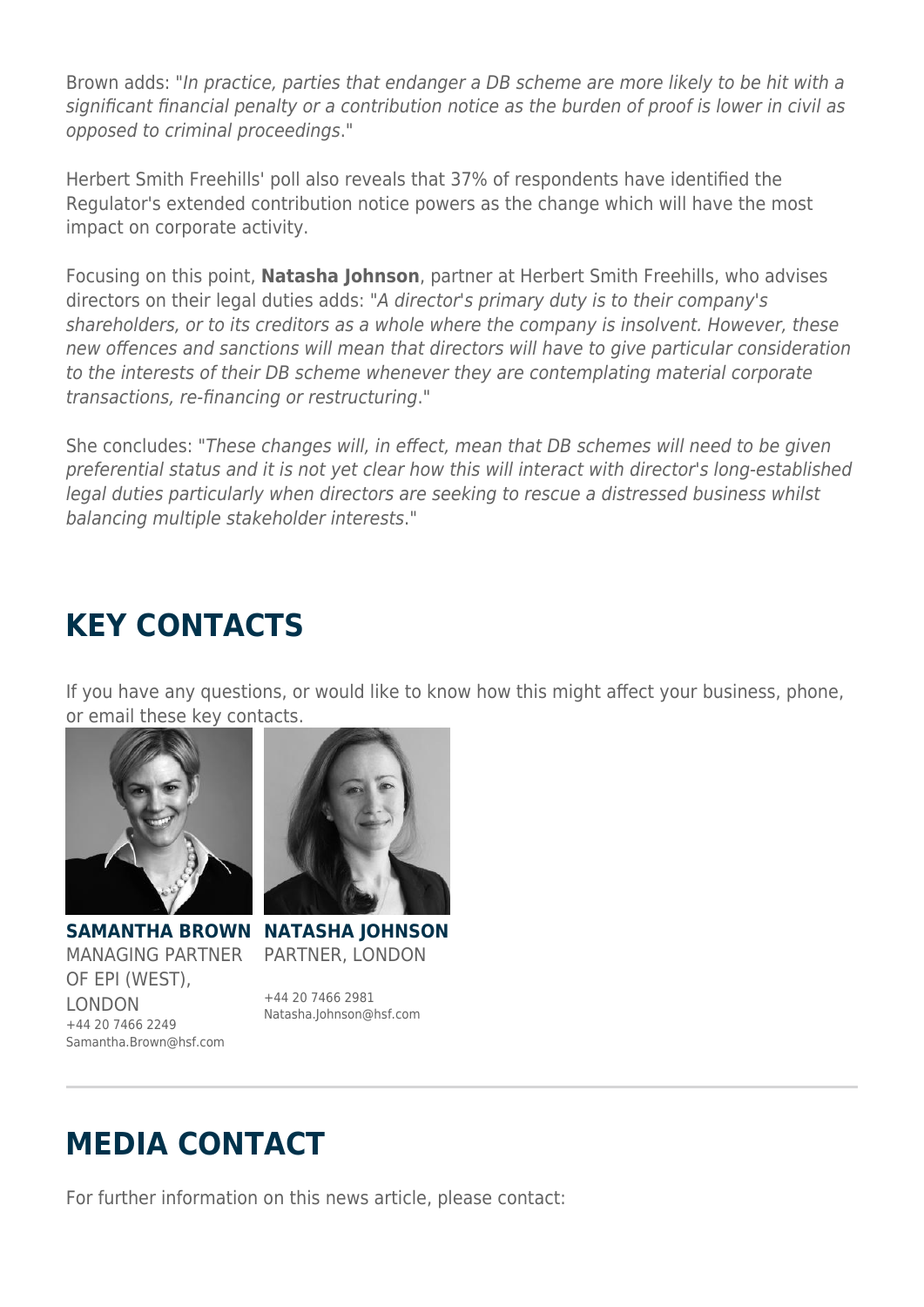Brown adds: "*In practice, parties that endanger a DB scheme are more likely to be hit with a significant financial penalty or a contribution notice as the burden of proof is lower in civil as opposed to criminal proceedings*."

Herbert Smith Freehills' poll also reveals that 37% of respondents have identified the Regulator's extended contribution notice powers as the change which will have the most impact on corporate activity.

Focusing on this point, **Natasha Johnson**, partner at Herbert Smith Freehills, who advises directors on their legal duties adds: "*A director's primary duty is to their company's shareholders, or to its creditors as a whole where the company is insolvent. However, these new offences and sanctions will mean that directors will have to give particular consideration to the interests of their DB scheme whenever they are contemplating material corporate transactions, re-financing or restructuring*."

She concludes: "*These changes will, in effect, mean that DB schemes will need to be given preferential status and it is not yet clear how this will interact with director's long-established legal duties particularly when directors are seeking to rescue a distressed business whilst balancing multiple stakeholder interests*."

# KEY CONTACTS

If you have any questions, or would like to know how this might affect your business, phone, or email these key contacts.

**SAMANTHA BROWN**
MANAGING PARTNER OF EPI (WEST), LONDON
+44 20 7466 2249
Samantha.Brown@hsf.com

**NATASHA JOHNSON**
PARTNER, LONDON
+44 20 7466 2981
Natasha.Johnson@hsf.com

# MEDIA CONTACT

For further information on this news article, please contact: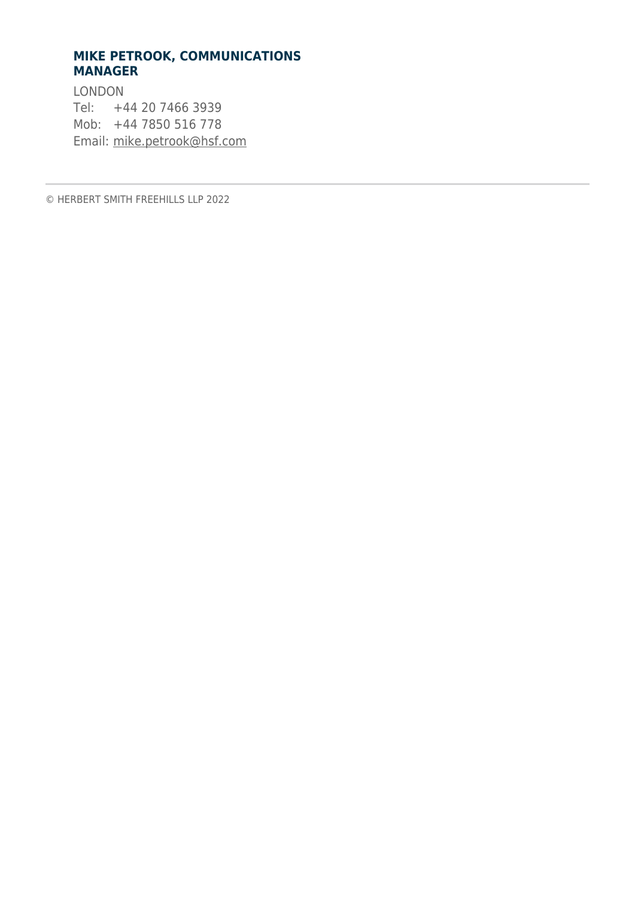**MIKE PETROOK, COMMUNICATIONS MANAGER**

LONDON
Tel: +44 20 7466 3939
Mob: +44 7850 516 778
Email: mike.petrook@hsf.com

---

© HERBERT SMITH FREEHILLS LLP 2022